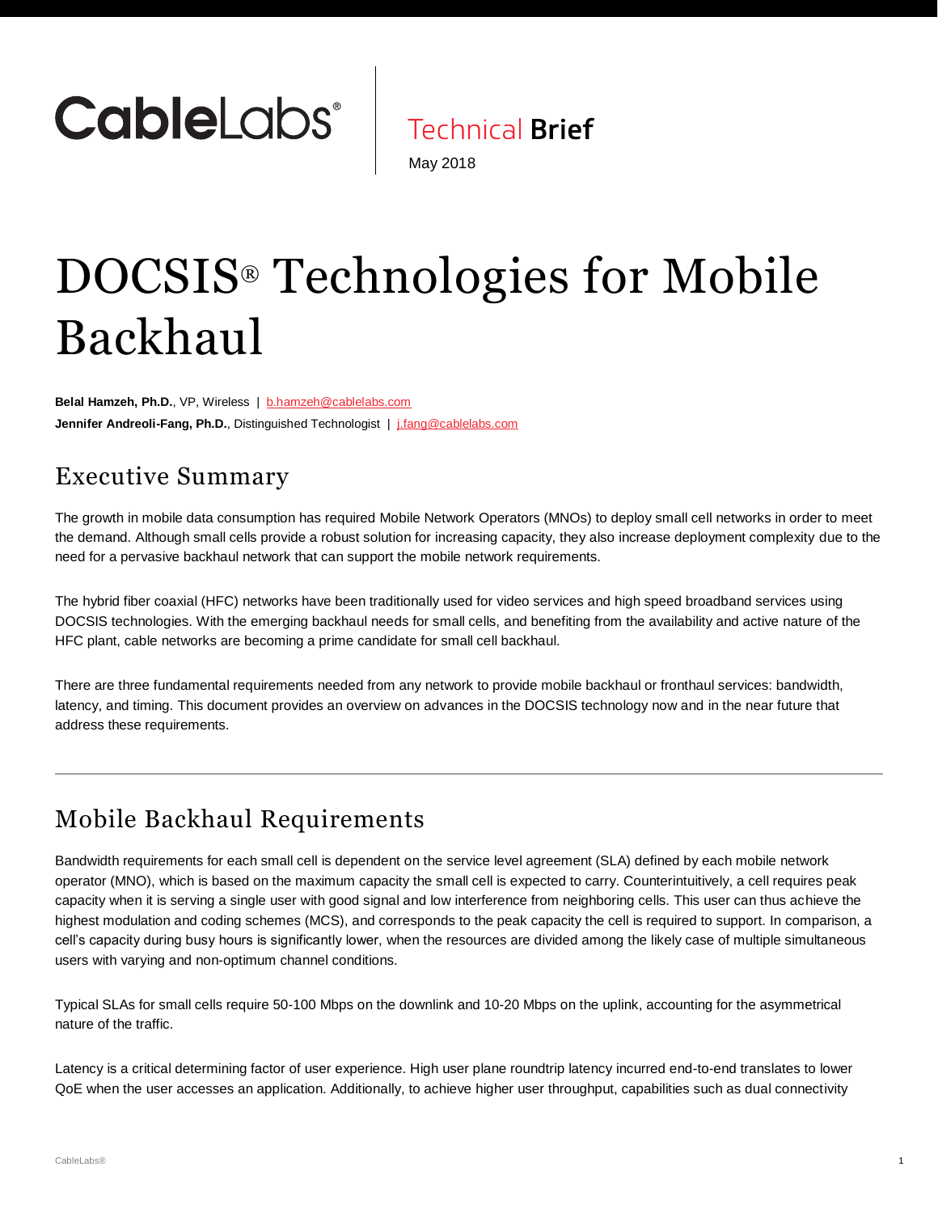CableLabs® | Technical **Brief**

May 2018

# DOCSIS® Technologies for Mobile Backhaul

**Belal Hamzeh, Ph.D.**, VP, Wireless | b.hamzeh@cablelabs.com

**Jennifer Andreoli-Fang, Ph.D.**, Distinguished Technologist | j.fang@cablelabs.com

## Executive Summary

The growth in mobile data consumption has required Mobile Network Operators (MNOs) to deploy small cell networks in order to meet the demand. Although small cells provide a robust solution for increasing capacity, they also increase deployment complexity due to the need for a pervasive backhaul network that can support the mobile network requirements.

The hybrid fiber coaxial (HFC) networks have been traditionally used for video services and high speed broadband services using DOCSIS technologies. With the emerging backhaul needs for small cells, and benefiting from the availability and active nature of the HFC plant, cable networks are becoming a prime candidate for small cell backhaul.

There are three fundamental requirements needed from any network to provide mobile backhaul or fronthaul services: bandwidth, latency, and timing. This document provides an overview on advances in the DOCSIS technology now and in the near future that address these requirements.

---

## Mobile Backhaul Requirements

Bandwidth requirements for each small cell is dependent on the service level agreement (SLA) defined by each mobile network operator (MNO), which is based on the maximum capacity the small cell is expected to carry. Counterintuitively, a cell requires peak capacity when it is serving a single user with good signal and low interference from neighboring cells. This user can thus achieve the highest modulation and coding schemes (MCS), and corresponds to the peak capacity the cell is required to support. In comparison, a cell's capacity during busy hours is significantly lower, when the resources are divided among the likely case of multiple simultaneous users with varying and non-optimum channel conditions.

Typical SLAs for small cells require 50-100 Mbps on the downlink and 10-20 Mbps on the uplink, accounting for the asymmetrical nature of the traffic.

Latency is a critical determining factor of user experience. High user plane roundtrip latency incurred end-to-end translates to lower QoE when the user accesses an application. Additionally, to achieve higher user throughput, capabilities such as dual connectivity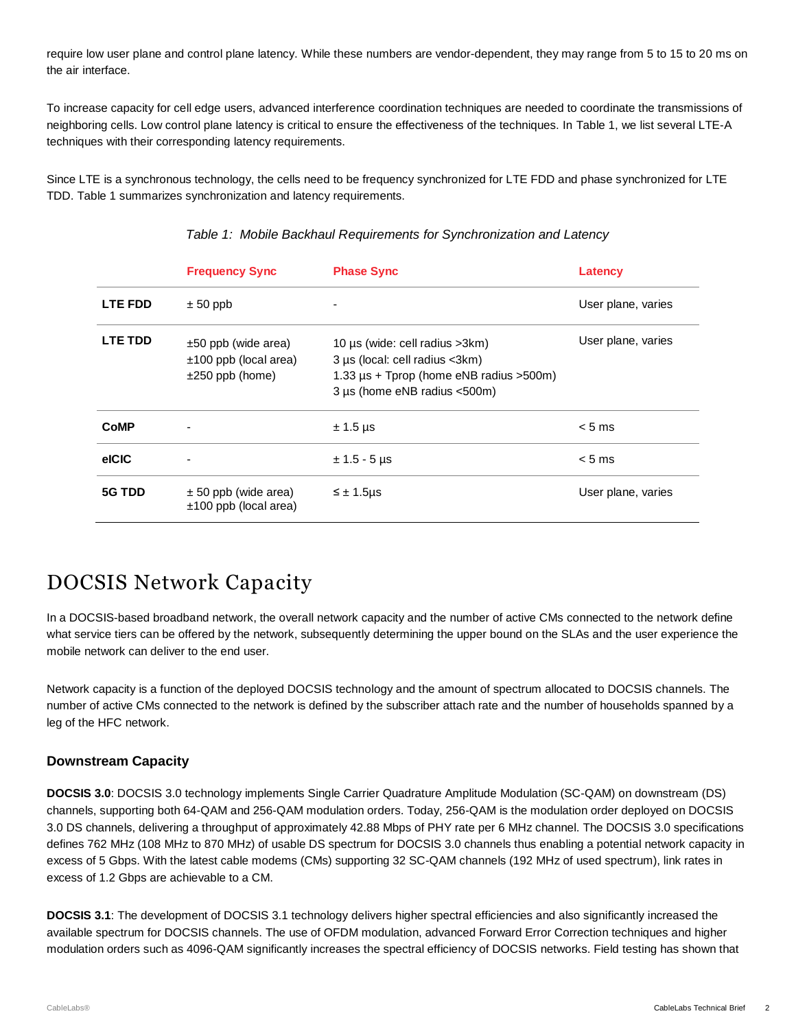require low user plane and control plane latency. While these numbers are vendor-dependent, they may range from 5 to 15 to 20 ms on the air interface.

To increase capacity for cell edge users, advanced interference coordination techniques are needed to coordinate the transmissions of neighboring cells. Low control plane latency is critical to ensure the effectiveness of the techniques. In Table 1, we list several LTE-A techniques with their corresponding latency requirements.

Since LTE is a synchronous technology, the cells need to be frequency synchronized for LTE FDD and phase synchronized for LTE TDD. Table 1 summarizes synchronization and latency requirements.

*Table 1: Mobile Backhaul Requirements for Synchronization and Latency*

| | Frequency Sync | Phase Sync | Latency |
|---|---|---|---|
| **LTE FDD** | ± 50 ppb | - | User plane, varies |
| **LTE TDD** | ±50 ppb (wide area)<br>±100 ppb (local area)<br>±250 ppb (home) | 10 µs (wide: cell radius >3km)<br>3 µs (local: cell radius <3km)<br>1.33 µs + Tprop (home eNB radius >500m)<br>3 µs (home eNB radius <500m) | User plane, varies |
| **CoMP** | - | ± 1.5 µs | < 5 ms |
| **eICIC** | - | ± 1.5 - 5 µs | < 5 ms |
| **5G TDD** | ± 50 ppb (wide area)<br>±100 ppb (local area) | ≤ ± 1.5µs | User plane, varies |

# DOCSIS Network Capacity

In a DOCSIS-based broadband network, the overall network capacity and the number of active CMs connected to the network define what service tiers can be offered by the network, subsequently determining the upper bound on the SLAs and the user experience the mobile network can deliver to the end user.

Network capacity is a function of the deployed DOCSIS technology and the amount of spectrum allocated to DOCSIS channels. The number of active CMs connected to the network is defined by the subscriber attach rate and the number of households spanned by a leg of the HFC network.

### Downstream Capacity

**DOCSIS 3.0**: DOCSIS 3.0 technology implements Single Carrier Quadrature Amplitude Modulation (SC-QAM) on downstream (DS) channels, supporting both 64-QAM and 256-QAM modulation orders. Today, 256-QAM is the modulation order deployed on DOCSIS 3.0 DS channels, delivering a throughput of approximately 42.88 Mbps of PHY rate per 6 MHz channel. The DOCSIS 3.0 specifications defines 762 MHz (108 MHz to 870 MHz) of usable DS spectrum for DOCSIS 3.0 channels thus enabling a potential network capacity in excess of 5 Gbps. With the latest cable modems (CMs) supporting 32 SC-QAM channels (192 MHz of used spectrum), link rates in excess of 1.2 Gbps are achievable to a CM.

**DOCSIS 3.1**: The development of DOCSIS 3.1 technology delivers higher spectral efficiencies and also significantly increased the available spectrum for DOCSIS channels. The use of OFDM modulation, advanced Forward Error Correction techniques and higher modulation orders such as 4096-QAM significantly increases the spectral efficiency of DOCSIS networks. Field testing has shown that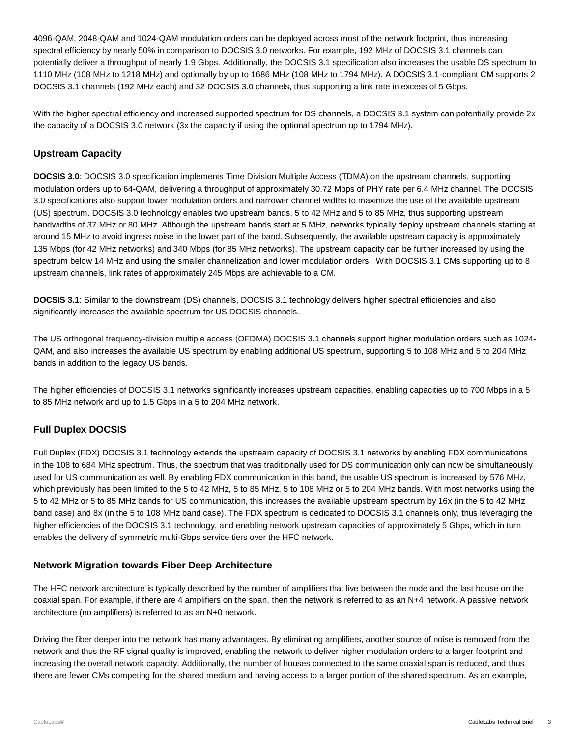4096-QAM, 2048-QAM and 1024-QAM modulation orders can be deployed across most of the network footprint, thus increasing spectral efficiency by nearly 50% in comparison to DOCSIS 3.0 networks. For example, 192 MHz of DOCSIS 3.1 channels can potentially deliver a throughput of nearly 1.9 Gbps. Additionally, the DOCSIS 3.1 specification also increases the usable DS spectrum to 1110 MHz (108 MHz to 1218 MHz) and optionally by up to 1686 MHz (108 MHz to 1794 MHz). A DOCSIS 3.1-compliant CM supports 2 DOCSIS 3.1 channels (192 MHz each) and 32 DOCSIS 3.0 channels, thus supporting a link rate in excess of 5 Gbps.

With the higher spectral efficiency and increased supported spectrum for DS channels, a DOCSIS 3.1 system can potentially provide 2x the capacity of a DOCSIS 3.0 network (3x the capacity if using the optional spectrum up to 1794 MHz).

### Upstream Capacity

**DOCSIS 3.0**: DOCSIS 3.0 specification implements Time Division Multiple Access (TDMA) on the upstream channels, supporting modulation orders up to 64-QAM, delivering a throughput of approximately 30.72 Mbps of PHY rate per 6.4 MHz channel. The DOCSIS 3.0 specifications also support lower modulation orders and narrower channel widths to maximize the use of the available upstream (US) spectrum. DOCSIS 3.0 technology enables two upstream bands, 5 to 42 MHz and 5 to 85 MHz, thus supporting upstream bandwidths of 37 MHz or 80 MHz. Although the upstream bands start at 5 MHz, networks typically deploy upstream channels starting at around 15 MHz to avoid ingress noise in the lower part of the band. Subsequently, the available upstream capacity is approximately 135 Mbps (for 42 MHz networks) and 340 Mbps (for 85 MHz networks). The upstream capacity can be further increased by using the spectrum below 14 MHz and using the smaller channelization and lower modulation orders. With DOCSIS 3.1 CMs supporting up to 8 upstream channels, link rates of approximately 245 Mbps are achievable to a CM.

**DOCSIS 3.1**: Similar to the downstream (DS) channels, DOCSIS 3.1 technology delivers higher spectral efficiencies and also significantly increases the available spectrum for US DOCSIS channels.

The US orthogonal frequency-division multiple access (OFDMA) DOCSIS 3.1 channels support higher modulation orders such as 1024-QAM, and also increases the available US spectrum by enabling additional US spectrum, supporting 5 to 108 MHz and 5 to 204 MHz bands in addition to the legacy US bands.

The higher efficiencies of DOCSIS 3.1 networks significantly increases upstream capacities, enabling capacities up to 700 Mbps in a 5 to 85 MHz network and up to 1.5 Gbps in a 5 to 204 MHz network.

### Full Duplex DOCSIS

Full Duplex (FDX) DOCSIS 3.1 technology extends the upstream capacity of DOCSIS 3.1 networks by enabling FDX communications in the 108 to 684 MHz spectrum. Thus, the spectrum that was traditionally used for DS communication only can now be simultaneously used for US communication as well. By enabling FDX communication in this band, the usable US spectrum is increased by 576 MHz, which previously has been limited to the 5 to 42 MHz, 5 to 85 MHz, 5 to 108 MHz or 5 to 204 MHz bands. With most networks using the 5 to 42 MHz or 5 to 85 MHz bands for US communication, this increases the available upstream spectrum by 16x (in the 5 to 42 MHz band case) and 8x (in the 5 to 108 MHz band case). The FDX spectrum is dedicated to DOCSIS 3.1 channels only, thus leveraging the higher efficiencies of the DOCSIS 3.1 technology, and enabling network upstream capacities of approximately 5 Gbps, which in turn enables the delivery of symmetric multi-Gbps service tiers over the HFC network.

### Network Migration towards Fiber Deep Architecture

The HFC network architecture is typically described by the number of amplifiers that live between the node and the last house on the coaxial span. For example, if there are 4 amplifiers on the span, then the network is referred to as an N+4 network. A passive network architecture (no amplifiers) is referred to as an N+0 network.

Driving the fiber deeper into the network has many advantages. By eliminating amplifiers, another source of noise is removed from the network and thus the RF signal quality is improved, enabling the network to deliver higher modulation orders to a larger footprint and increasing the overall network capacity. Additionally, the number of houses connected to the same coaxial span is reduced, and thus there are fewer CMs competing for the shared medium and having access to a larger portion of the shared spectrum. As an example,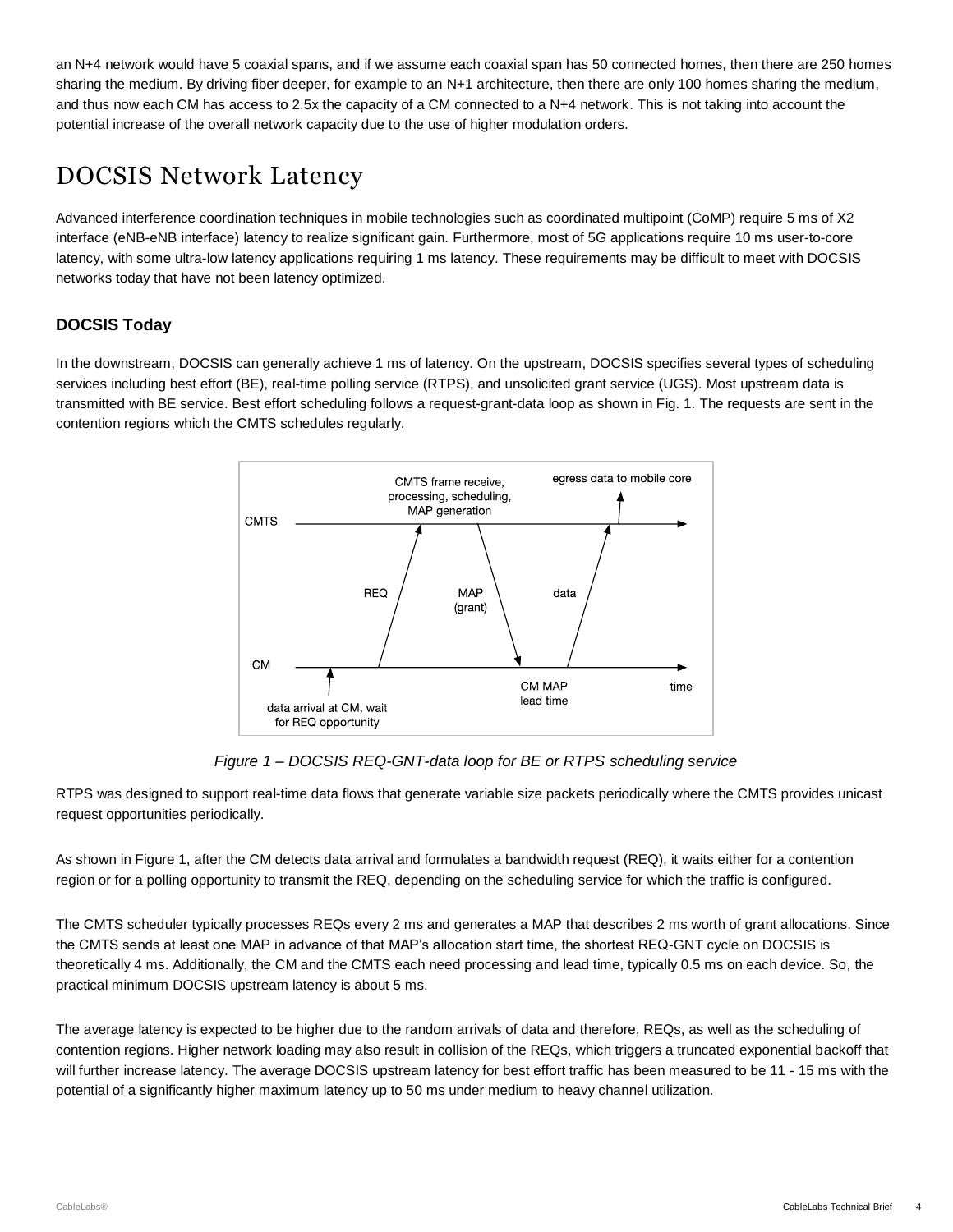an N+4 network would have 5 coaxial spans, and if we assume each coaxial span has 50 connected homes, then there are 250 homes sharing the medium. By driving fiber deeper, for example to an N+1 architecture, then there are only 100 homes sharing the medium, and thus now each CM has access to 2.5x the capacity of a CM connected to a N+4 network. This is not taking into account the potential increase of the overall network capacity due to the use of higher modulation orders.

# DOCSIS Network Latency

Advanced interference coordination techniques in mobile technologies such as coordinated multipoint (CoMP) require 5 ms of X2 interface (eNB-eNB interface) latency to realize significant gain. Furthermore, most of 5G applications require 10 ms user-to-core latency, with some ultra-low latency applications requiring 1 ms latency. These requirements may be difficult to meet with DOCSIS networks today that have not been latency optimized.

### DOCSIS Today

In the downstream, DOCSIS can generally achieve 1 ms of latency. On the upstream, DOCSIS specifies several types of scheduling services including best effort (BE), real-time polling service (RTPS), and unsolicited grant service (UGS). Most upstream data is transmitted with BE service. Best effort scheduling follows a request-grant-data loop as shown in Fig. 1. The requests are sent in the contention regions which the CMTS schedules regularly.

*Figure 1 – DOCSIS REQ-GNT-data loop for BE or RTPS scheduling service*

RTPS was designed to support real-time data flows that generate variable size packets periodically where the CMTS provides unicast request opportunities periodically.

As shown in Figure 1, after the CM detects data arrival and formulates a bandwidth request (REQ), it waits either for a contention region or for a polling opportunity to transmit the REQ, depending on the scheduling service for which the traffic is configured.

The CMTS scheduler typically processes REQs every 2 ms and generates a MAP that describes 2 ms worth of grant allocations. Since the CMTS sends at least one MAP in advance of that MAP's allocation start time, the shortest REQ-GNT cycle on DOCSIS is theoretically 4 ms. Additionally, the CM and the CMTS each need processing and lead time, typically 0.5 ms on each device. So, the practical minimum DOCSIS upstream latency is about 5 ms.

The average latency is expected to be higher due to the random arrivals of data and therefore, REQs, as well as the scheduling of contention regions. Higher network loading may also result in collision of the REQs, which triggers a truncated exponential backoff that will further increase latency. The average DOCSIS upstream latency for best effort traffic has been measured to be 11 - 15 ms with the potential of a significantly higher maximum latency up to 50 ms under medium to heavy channel utilization.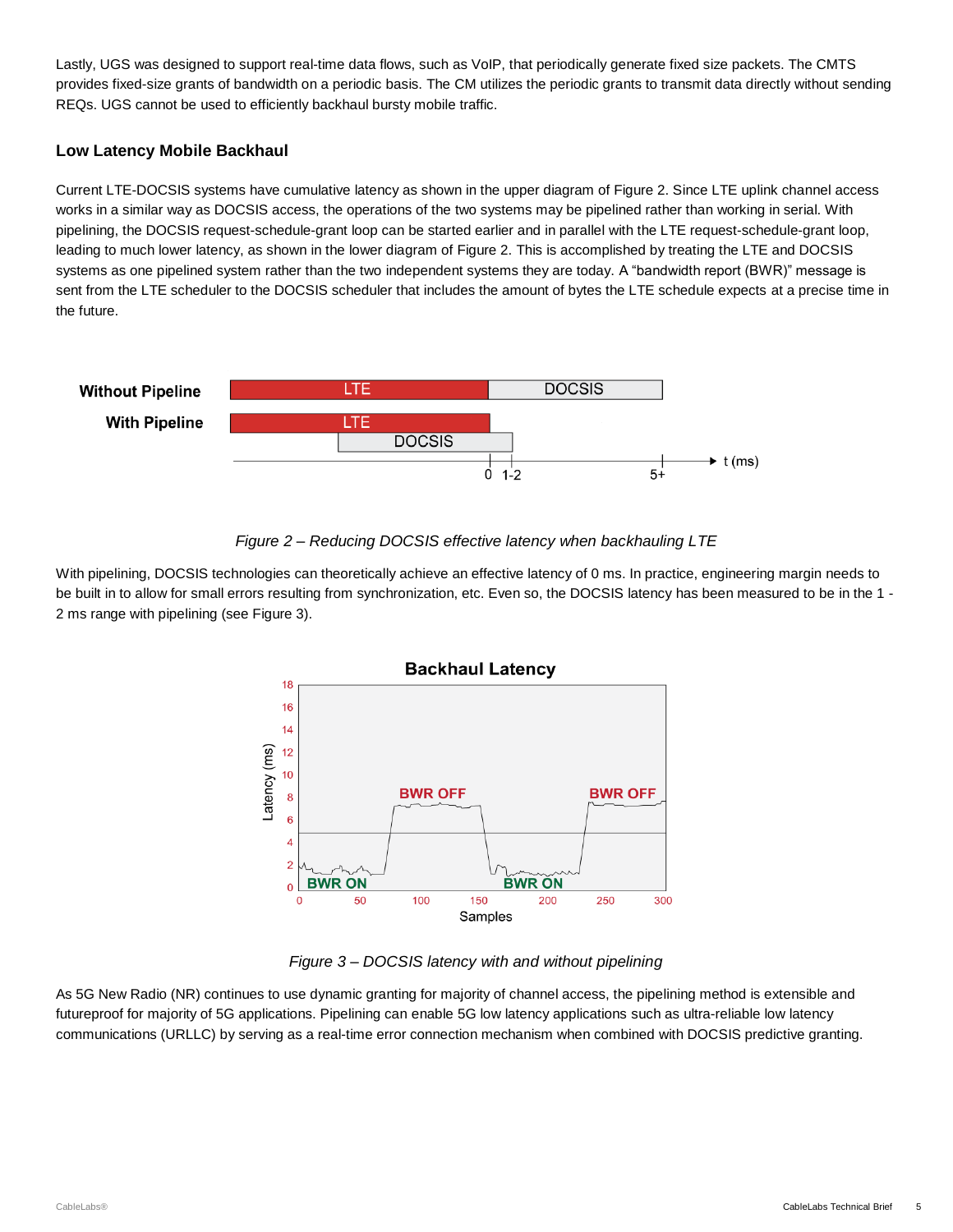Lastly, UGS was designed to support real-time data flows, such as VoIP, that periodically generate fixed size packets. The CMTS provides fixed-size grants of bandwidth on a periodic basis. The CM utilizes the periodic grants to transmit data directly without sending REQs. UGS cannot be used to efficiently backhaul bursty mobile traffic.

### Low Latency Mobile Backhaul

Current LTE-DOCSIS systems have cumulative latency as shown in the upper diagram of Figure 2. Since LTE uplink channel access works in a similar way as DOCSIS access, the operations of the two systems may be pipelined rather than working in serial. With pipelining, the DOCSIS request-schedule-grant loop can be started earlier and in parallel with the LTE request-schedule-grant loop, leading to much lower latency, as shown in the lower diagram of Figure 2. This is accomplished by treating the LTE and DOCSIS systems as one pipelined system rather than the two independent systems they are today. A “bandwidth report (BWR)” message is sent from the LTE scheduler to the DOCSIS scheduler that includes the amount of bytes the LTE schedule expects at a precise time in the future.

*Figure 2 – Reducing DOCSIS effective latency when backhauling LTE*

With pipelining, DOCSIS technologies can theoretically achieve an effective latency of 0 ms. In practice, engineering margin needs to be built in to allow for small errors resulting from synchronization, etc. Even so, the DOCSIS latency has been measured to be in the 1 - 2 ms range with pipelining (see Figure 3).

*Figure 3 – DOCSIS latency with and without pipelining*

As 5G New Radio (NR) continues to use dynamic granting for majority of channel access, the pipelining method is extensible and futureproof for majority of 5G applications. Pipelining can enable 5G low latency applications such as ultra-reliable low latency communications (URLLC) by serving as a real-time error connection mechanism when combined with DOCSIS predictive granting.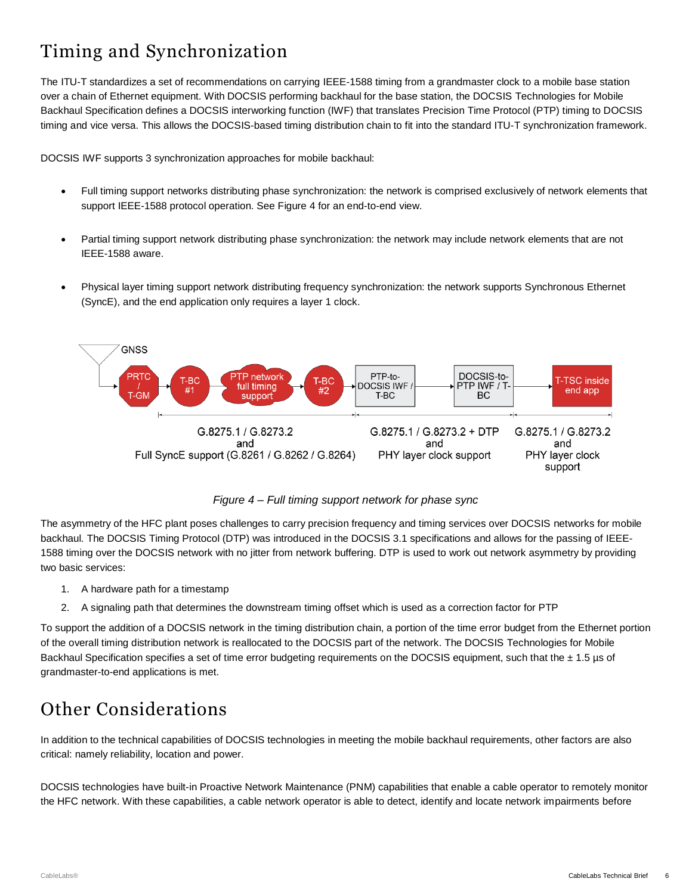# Timing and Synchronization

The ITU-T standardizes a set of recommendations on carrying IEEE-1588 timing from a grandmaster clock to a mobile base station over a chain of Ethernet equipment. With DOCSIS performing backhaul for the base station, the DOCSIS Technologies for Mobile Backhaul Specification defines a DOCSIS interworking function (IWF) that translates Precision Time Protocol (PTP) timing to DOCSIS timing and vice versa. This allows the DOCSIS-based timing distribution chain to fit into the standard ITU-T synchronization framework.

DOCSIS IWF supports 3 synchronization approaches for mobile backhaul:

- Full timing support networks distributing phase synchronization: the network is comprised exclusively of network elements that support IEEE-1588 protocol operation. See Figure 4 for an end-to-end view.
- Partial timing support network distributing phase synchronization: the network may include network elements that are not IEEE-1588 aware.
- Physical layer timing support network distributing frequency synchronization: the network supports Synchronous Ethernet (SyncE), and the end application only requires a layer 1 clock.

GNSS → PRTC / T-GM → T-BC #1 → PTP network full timing support → T-BC #2 → PTP-to-DOCSIS IWF / T-BC → DOCSIS-to-PTP IWF / T-BC → T-TSC inside end app

G.8275.1 / G.8273.2 and Full SyncE support (G.8261 / G.8262 / G.8264) | G.8275.1 / G.8273.2 + DTP and PHY layer clock support | G.8275.1 / G.8273.2 and PHY layer clock support

*Figure 4 – Full timing support network for phase sync*

The asymmetry of the HFC plant poses challenges to carry precision frequency and timing services over DOCSIS networks for mobile backhaul. The DOCSIS Timing Protocol (DTP) was introduced in the DOCSIS 3.1 specifications and allows for the passing of IEEE-1588 timing over the DOCSIS network with no jitter from network buffering. DTP is used to work out network asymmetry by providing two basic services:

1. A hardware path for a timestamp
2. A signaling path that determines the downstream timing offset which is used as a correction factor for PTP

To support the addition of a DOCSIS network in the timing distribution chain, a portion of the time error budget from the Ethernet portion of the overall timing distribution network is reallocated to the DOCSIS part of the network. The DOCSIS Technologies for Mobile Backhaul Specification specifies a set of time error budgeting requirements on the DOCSIS equipment, such that the ± 1.5 µs of grandmaster-to-end applications is met.

# Other Considerations

In addition to the technical capabilities of DOCSIS technologies in meeting the mobile backhaul requirements, other factors are also critical: namely reliability, location and power.

DOCSIS technologies have built-in Proactive Network Maintenance (PNM) capabilities that enable a cable operator to remotely monitor the HFC network. With these capabilities, a cable network operator is able to detect, identify and locate network impairments before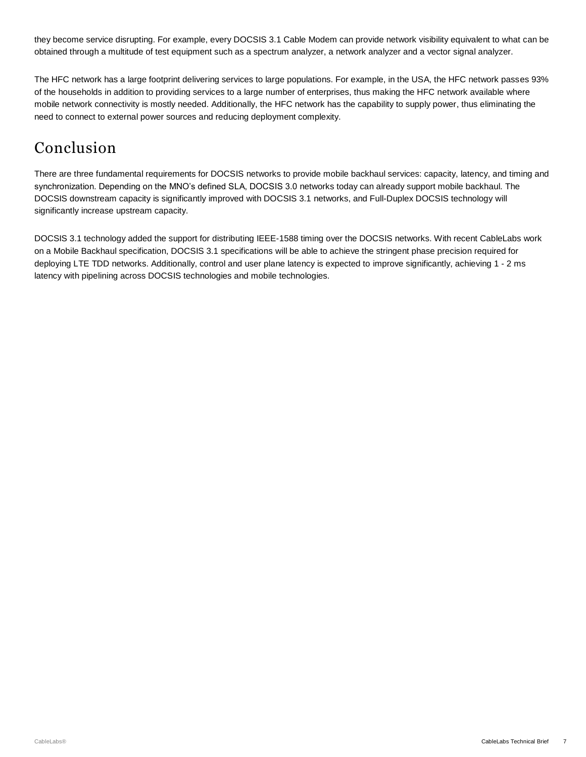they become service disrupting. For example, every DOCSIS 3.1 Cable Modem can provide network visibility equivalent to what can be obtained through a multitude of test equipment such as a spectrum analyzer, a network analyzer and a vector signal analyzer.

The HFC network has a large footprint delivering services to large populations. For example, in the USA, the HFC network passes 93% of the households in addition to providing services to a large number of enterprises, thus making the HFC network available where mobile network connectivity is mostly needed. Additionally, the HFC network has the capability to supply power, thus eliminating the need to connect to external power sources and reducing deployment complexity.

# Conclusion

There are three fundamental requirements for DOCSIS networks to provide mobile backhaul services: capacity, latency, and timing and synchronization. Depending on the MNO's defined SLA, DOCSIS 3.0 networks today can already support mobile backhaul. The DOCSIS downstream capacity is significantly improved with DOCSIS 3.1 networks, and Full-Duplex DOCSIS technology will significantly increase upstream capacity.

DOCSIS 3.1 technology added the support for distributing IEEE-1588 timing over the DOCSIS networks. With recent CableLabs work on a Mobile Backhaul specification, DOCSIS 3.1 specifications will be able to achieve the stringent phase precision required for deploying LTE TDD networks. Additionally, control and user plane latency is expected to improve significantly, achieving 1 - 2 ms latency with pipelining across DOCSIS technologies and mobile technologies.